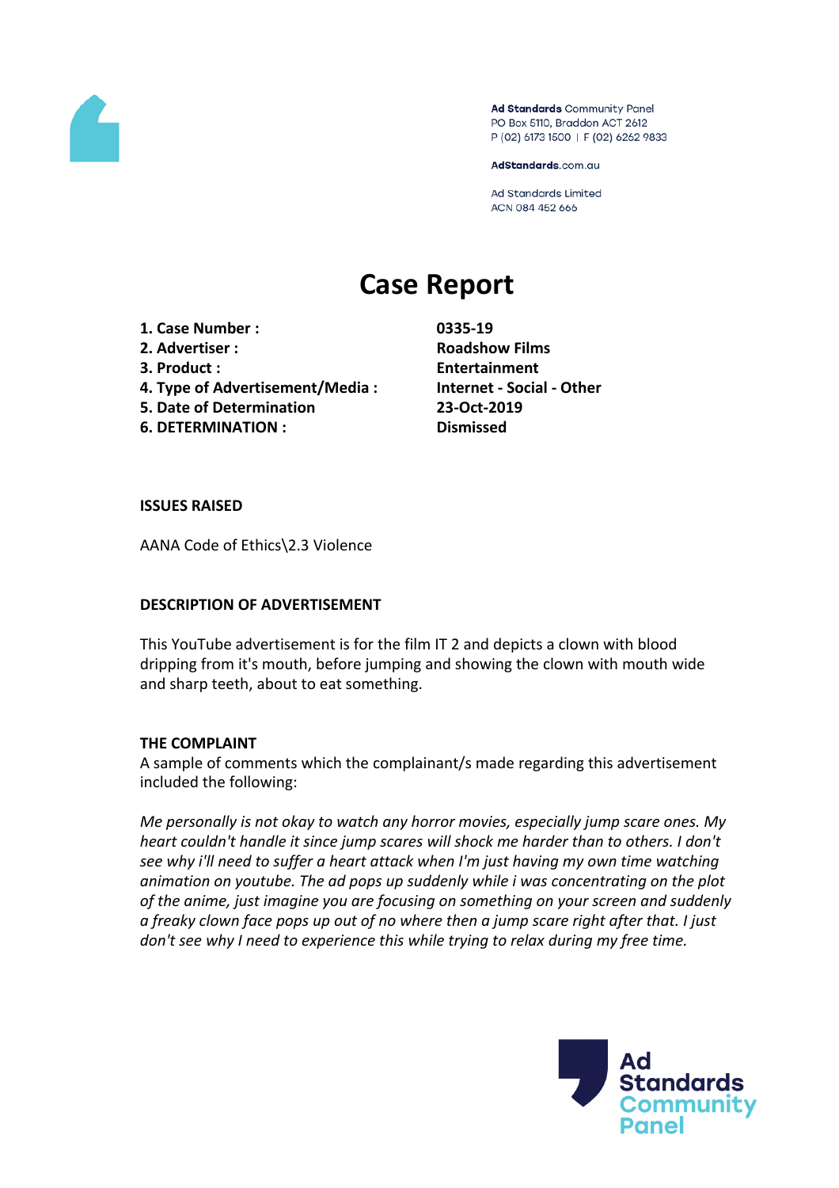Ad Standards Community Panel
PO Box 5110, Braddon ACT 2612
P (02) 6173 1500 | F (02) 6262 9833

AdStandards.com.au

Ad Standards Limited
ACN 084 452 666

# Case Report

| | |
|---|---|
| **1. Case Number :** | **0335-19** |
| **2. Advertiser :** | **Roadshow Films** |
| **3. Product :** | **Entertainment** |
| **4. Type of Advertisement/Media :** | **Internet - Social - Other** |
| **5. Date of Determination** | **23-Oct-2019** |
| **6. DETERMINATION :** | **Dismissed** |

**ISSUES RAISED**

AANA Code of Ethics\2.3 Violence

**DESCRIPTION OF ADVERTISEMENT**

This YouTube advertisement is for the film IT 2 and depicts a clown with blood dripping from it's mouth, before jumping and showing the clown with mouth wide and sharp teeth, about to eat something.

**THE COMPLAINT**

A sample of comments which the complainant/s made regarding this advertisement included the following:

*Me personally is not okay to watch any horror movies, especially jump scare ones. My heart couldn't handle it since jump scares will shock me harder than to others. I don't see why i'll need to suffer a heart attack when I'm just having my own time watching animation on youtube. The ad pops up suddenly while i was concentrating on the plot of the anime, just imagine you are focusing on something on your screen and suddenly a freaky clown face pops up out of no where then a jump scare right after that. I just don't see why I need to experience this while trying to relax during my free time.*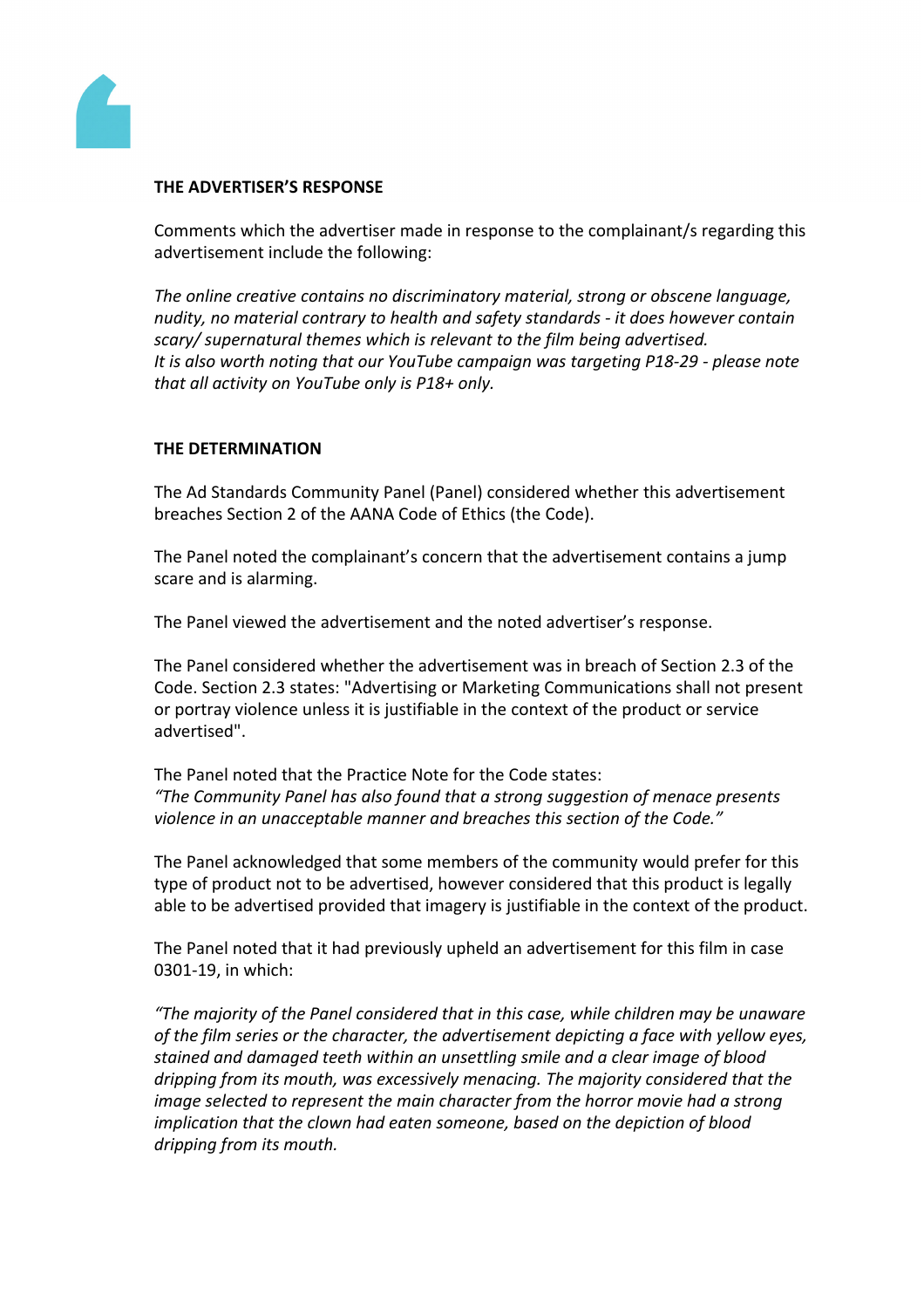**THE ADVERTISER'S RESPONSE**

Comments which the advertiser made in response to the complainant/s regarding this advertisement include the following:

*The online creative contains no discriminatory material, strong or obscene language, nudity, no material contrary to health and safety standards - it does however contain scary/ supernatural themes which is relevant to the film being advertised.*
*It is also worth noting that our YouTube campaign was targeting P18-29 - please note that all activity on YouTube only is P18+ only.*

**THE DETERMINATION**

The Ad Standards Community Panel (Panel) considered whether this advertisement breaches Section 2 of the AANA Code of Ethics (the Code).

The Panel noted the complainant's concern that the advertisement contains a jump scare and is alarming.

The Panel viewed the advertisement and the noted advertiser's response.

The Panel considered whether the advertisement was in breach of Section 2.3 of the Code. Section 2.3 states: "Advertising or Marketing Communications shall not present or portray violence unless it is justifiable in the context of the product or service advertised".

The Panel noted that the Practice Note for the Code states:
*"The Community Panel has also found that a strong suggestion of menace presents violence in an unacceptable manner and breaches this section of the Code."*

The Panel acknowledged that some members of the community would prefer for this type of product not to be advertised, however considered that this product is legally able to be advertised provided that imagery is justifiable in the context of the product.

The Panel noted that it had previously upheld an advertisement for this film in case 0301-19, in which:

*"The majority of the Panel considered that in this case, while children may be unaware of the film series or the character, the advertisement depicting a face with yellow eyes, stained and damaged teeth within an unsettling smile and a clear image of blood dripping from its mouth, was excessively menacing. The majority considered that the image selected to represent the main character from the horror movie had a strong implication that the clown had eaten someone, based on the depiction of blood dripping from its mouth.*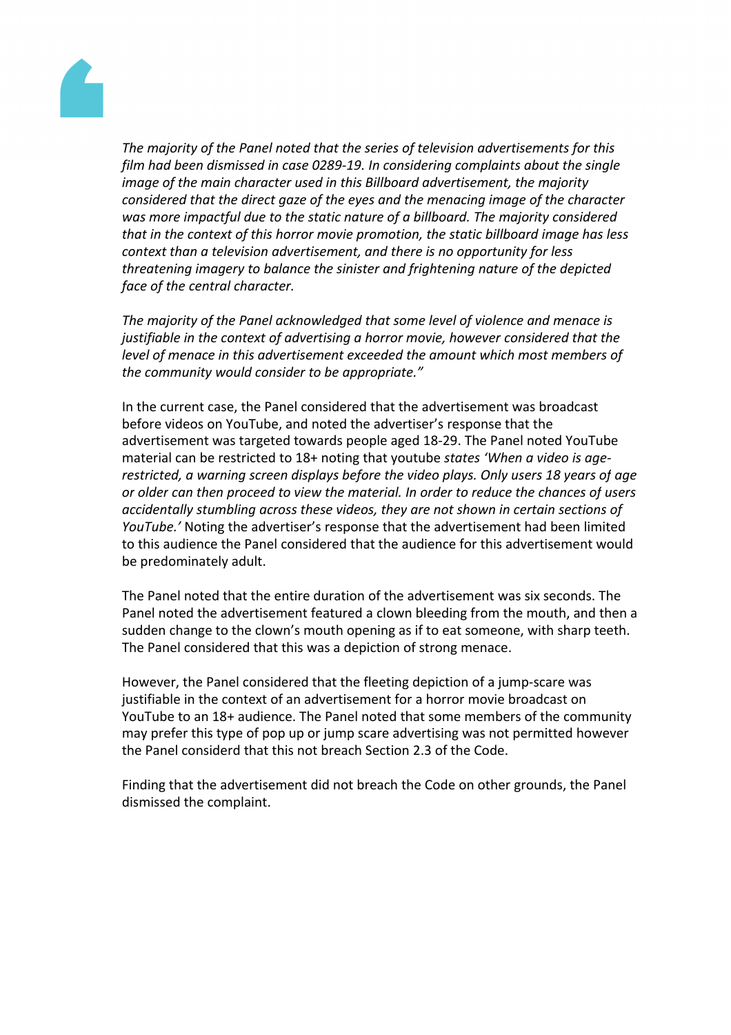*The majority of the Panel noted that the series of television advertisements for this film had been dismissed in case 0289-19. In considering complaints about the single image of the main character used in this Billboard advertisement, the majority considered that the direct gaze of the eyes and the menacing image of the character was more impactful due to the static nature of a billboard. The majority considered that in the context of this horror movie promotion, the static billboard image has less context than a television advertisement, and there is no opportunity for less threatening imagery to balance the sinister and frightening nature of the depicted face of the central character.*

*The majority of the Panel acknowledged that some level of violence and menace is justifiable in the context of advertising a horror movie, however considered that the level of menace in this advertisement exceeded the amount which most members of the community would consider to be appropriate."*

In the current case, the Panel considered that the advertisement was broadcast before videos on YouTube, and noted the advertiser's response that the advertisement was targeted towards people aged 18-29. The Panel noted YouTube material can be restricted to 18+ noting that youtube *states 'When a video is age-restricted, a warning screen displays before the video plays. Only users 18 years of age or older can then proceed to view the material. In order to reduce the chances of users accidentally stumbling across these videos, they are not shown in certain sections of YouTube.'* Noting the advertiser's response that the advertisement had been limited to this audience the Panel considered that the audience for this advertisement would be predominately adult.

The Panel noted that the entire duration of the advertisement was six seconds. The Panel noted the advertisement featured a clown bleeding from the mouth, and then a sudden change to the clown's mouth opening as if to eat someone, with sharp teeth. The Panel considered that this was a depiction of strong menace.

However, the Panel considered that the fleeting depiction of a jump-scare was justifiable in the context of an advertisement for a horror movie broadcast on YouTube to an 18+ audience. The Panel noted that some members of the community may prefer this type of pop up or jump scare advertising was not permitted however the Panel considerd that this not breach Section 2.3 of the Code.

Finding that the advertisement did not breach the Code on other grounds, the Panel dismissed the complaint.